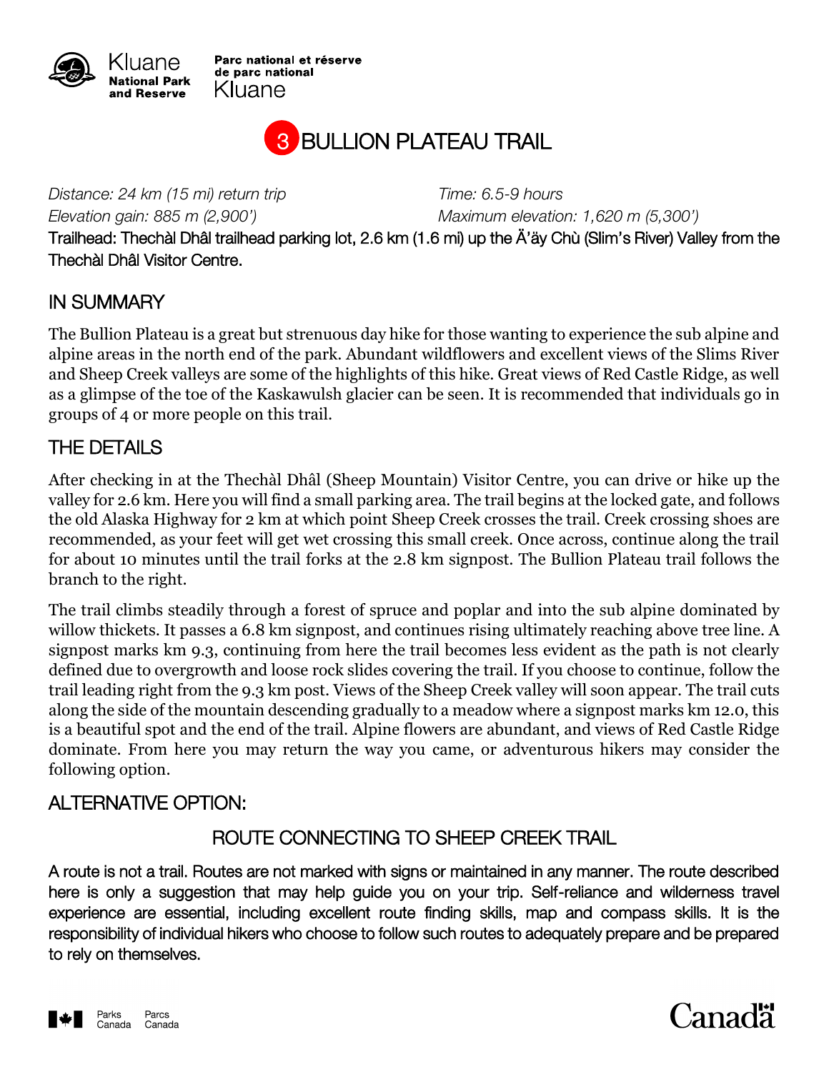Kluane National Park and Reserve

Parc national et réserve de parc national Kluane

# 3 BULLION PLATEAU TRAIL

*Distance: 24 km (15 mi) return trip* — *Time: 6.5-9 hours*

*Elevation gain: 885 m (2,900')* — *Maximum elevation: 1,620 m (5,300')*

Trailhead: Thechàl Dhâl trailhead parking lot, 2.6 km (1.6 mi) up the Ä'äy Chù (Slim's River) Valley from the Thechàl Dhâl Visitor Centre.

## IN SUMMARY

The Bullion Plateau is a great but strenuous day hike for those wanting to experience the sub alpine and alpine areas in the north end of the park. Abundant wildflowers and excellent views of the Slims River and Sheep Creek valleys are some of the highlights of this hike. Great views of Red Castle Ridge, as well as a glimpse of the toe of the Kaskawulsh glacier can be seen. It is recommended that individuals go in groups of 4 or more people on this trail.

## THE DETAILS

After checking in at the Thechàl Dhâl (Sheep Mountain) Visitor Centre, you can drive or hike up the valley for 2.6 km. Here you will find a small parking area. The trail begins at the locked gate, and follows the old Alaska Highway for 2 km at which point Sheep Creek crosses the trail. Creek crossing shoes are recommended, as your feet will get wet crossing this small creek. Once across, continue along the trail for about 10 minutes until the trail forks at the 2.8 km signpost. The Bullion Plateau trail follows the branch to the right.

The trail climbs steadily through a forest of spruce and poplar and into the sub alpine dominated by willow thickets. It passes a 6.8 km signpost, and continues rising ultimately reaching above tree line. A signpost marks km 9.3, continuing from here the trail becomes less evident as the path is not clearly defined due to overgrowth and loose rock slides covering the trail. If you choose to continue, follow the trail leading right from the 9.3 km post. Views of the Sheep Creek valley will soon appear. The trail cuts along the side of the mountain descending gradually to a meadow where a signpost marks km 12.0, this is a beautiful spot and the end of the trail. Alpine flowers are abundant, and views of Red Castle Ridge dominate. From here you may return the way you came, or adventurous hikers may consider the following option.

## ALTERNATIVE OPTION:

### ROUTE CONNECTING TO SHEEP CREEK TRAIL

A route is not a trail. Routes are not marked with signs or maintained in any manner. The route described here is only a suggestion that may help guide you on your trip. Self-reliance and wilderness travel experience are essential, including excellent route finding skills, map and compass skills. It is the responsibility of individual hikers who choose to follow such routes to adequately prepare and be prepared to rely on themselves.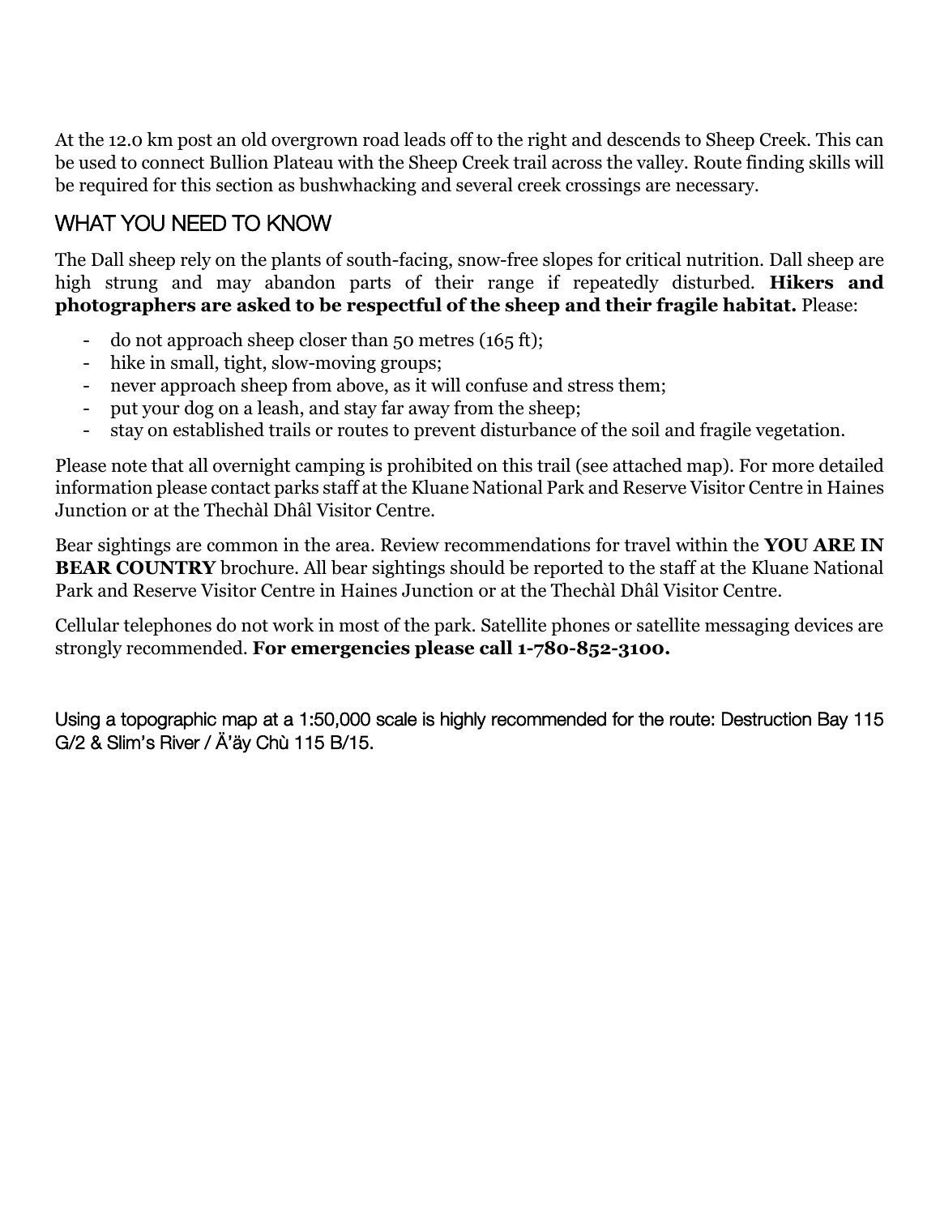At the 12.0 km post an old overgrown road leads off to the right and descends to Sheep Creek. This can be used to connect Bullion Plateau with the Sheep Creek trail across the valley. Route finding skills will be required for this section as bushwhacking and several creek crossings are necessary.

## WHAT YOU NEED TO KNOW

The Dall sheep rely on the plants of south-facing, snow-free slopes for critical nutrition. Dall sheep are high strung and may abandon parts of their range if repeatedly disturbed. **Hikers and photographers are asked to be respectful of the sheep and their fragile habitat.** Please:

- do not approach sheep closer than 50 metres (165 ft);
- hike in small, tight, slow-moving groups;
- never approach sheep from above, as it will confuse and stress them;
- put your dog on a leash, and stay far away from the sheep;
- stay on established trails or routes to prevent disturbance of the soil and fragile vegetation.

Please note that all overnight camping is prohibited on this trail (see attached map). For more detailed information please contact parks staff at the Kluane National Park and Reserve Visitor Centre in Haines Junction or at the Thechàl Dhâl Visitor Centre.

Bear sightings are common in the area. Review recommendations for travel within the **YOU ARE IN BEAR COUNTRY** brochure. All bear sightings should be reported to the staff at the Kluane National Park and Reserve Visitor Centre in Haines Junction or at the Thechàl Dhâl Visitor Centre.

Cellular telephones do not work in most of the park. Satellite phones or satellite messaging devices are strongly recommended. **For emergencies please call 1-780-852-3100.**

Using a topographic map at a 1:50,000 scale is highly recommended for the route: Destruction Bay 115 G/2 & Slim's River / Ä'äy Chù 115 B/15.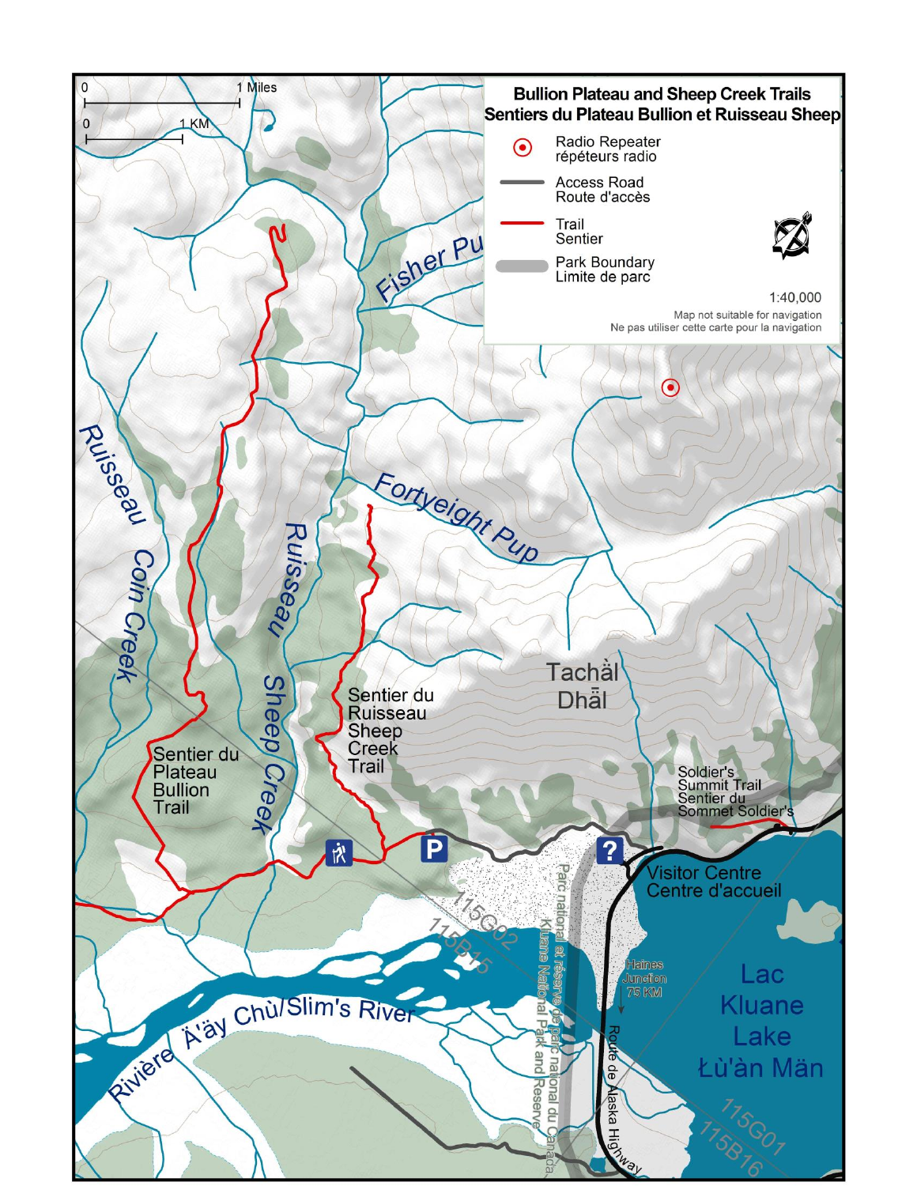# Bullion Plateau and Sheep Creek Trails
# Sentiers du Plateau Bullion et Ruisseau Sheep

Radio Repeater
répéteurs radio

Access Road
Route d'accès

Trail
Sentier

Park Boundary
Limite de parc

1:40,000

Map not suitable for navigation
Ne pas utiliser cette carte pour la navigation

0 1 Miles
0 1 KM

Fisher Pu

Fortyeight Pup

Ruisseau Coin Creek

Ruisseau Sheep Creek

Sentier du Ruisseau Sheep Creek Trail

Sentier du Plateau Bullion Trail

Tachäl Dhäl

Soldier's Summit Trail
Sentier du Sommet Soldier's

Visitor Centre
Centre d'accueil

115G02
115B15

Parc national et réserve de parc national du Canada Kluane
Kluane National Park and Reserve

Haines Junction
75 KM

Lac Kluane Lake
Łù'àn Män

Rivière Ä'äy Chù/Slim's River

Route de Alaska Highway

115G01
115B16